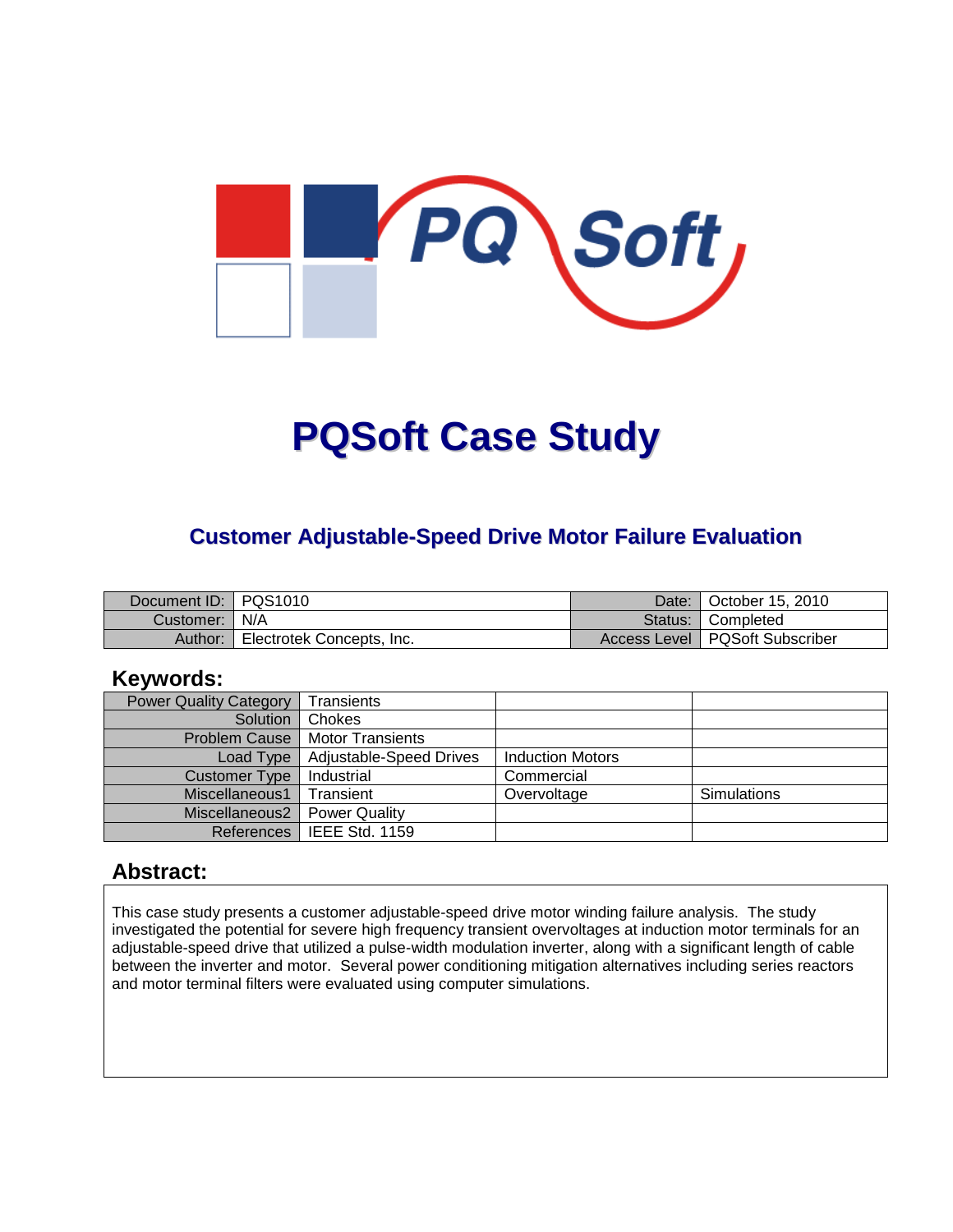# PQSoft Case Study

## Customer Adjustable-Speed Drive Motor Failure Evaluation

| Document ID: | PQS1010 | Date: | October 15, 2010 |
|---|---|---|---|
| Customer: | N/A | Status: | Completed |
| Author: | Electrotek Concepts, Inc. | Access Level | PQSoft Subscriber |

## Keywords:

| Power Quality Category | Transients | | |
|---|---|---|---|
| Solution | Chokes | | |
| Problem Cause | Motor Transients | | |
| Load Type | Adjustable-Speed Drives | Induction Motors | |
| Customer Type | Industrial | Commercial | |
| Miscellaneous1 | Transient | Overvoltage | Simulations |
| Miscellaneous2 | Power Quality | | |
| References | IEEE Std. 1159 | | |

## Abstract:

This case study presents a customer adjustable-speed drive motor winding failure analysis. The study investigated the potential for severe high frequency transient overvoltages at induction motor terminals for an adjustable-speed drive that utilized a pulse-width modulation inverter, along with a significant length of cable between the inverter and motor. Several power conditioning mitigation alternatives including series reactors and motor terminal filters were evaluated using computer simulations.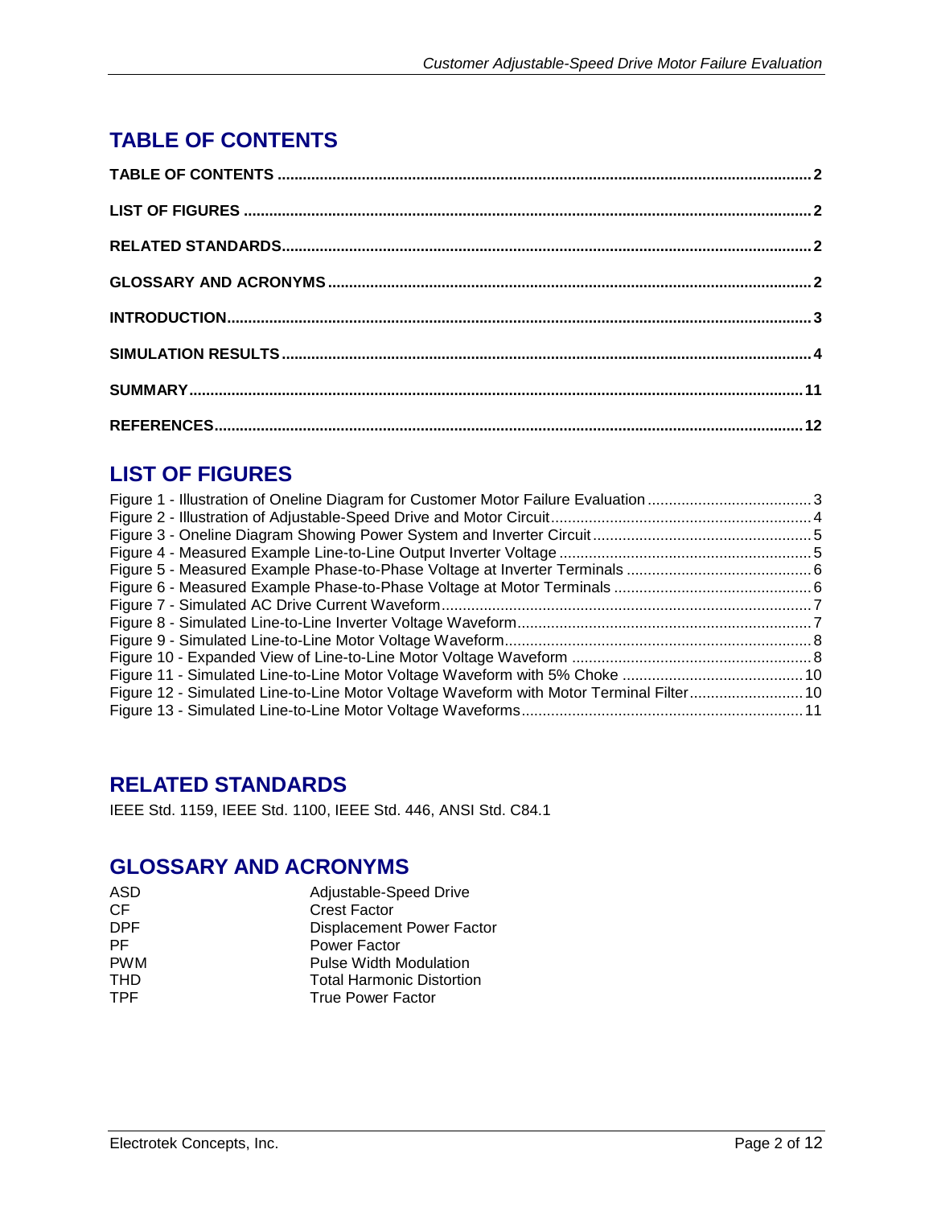# TABLE OF CONTENTS

TABLE OF CONTENTS ... 2

LIST OF FIGURES ... 2

RELATED STANDARDS ... 2

GLOSSARY AND ACRONYMS ... 2

INTRODUCTION ... 3

SIMULATION RESULTS ... 4

SUMMARY ... 11

REFERENCES ... 12

# LIST OF FIGURES

Figure 1 - Illustration of Oneline Diagram for Customer Motor Failure Evaluation ... 3
Figure 2 - Illustration of Adjustable-Speed Drive and Motor Circuit ... 4
Figure 3 - Oneline Diagram Showing Power System and Inverter Circuit ... 5
Figure 4 - Measured Example Line-to-Line Output Inverter Voltage ... 5
Figure 5 - Measured Example Phase-to-Phase Voltage at Inverter Terminals ... 6
Figure 6 - Measured Example Phase-to-Phase Voltage at Motor Terminals ... 6
Figure 7 - Simulated AC Drive Current Waveform ... 7
Figure 8 - Simulated Line-to-Line Inverter Voltage Waveform ... 7
Figure 9 - Simulated Line-to-Line Motor Voltage Waveform ... 8
Figure 10 - Expanded View of Line-to-Line Motor Voltage Waveform ... 8
Figure 11 - Simulated Line-to-Line Motor Voltage Waveform with 5% Choke ... 10
Figure 12 - Simulated Line-to-Line Motor Voltage Waveform with Motor Terminal Filter ... 10
Figure 13 - Simulated Line-to-Line Motor Voltage Waveforms ... 11

# RELATED STANDARDS

IEEE Std. 1159, IEEE Std. 1100, IEEE Std. 446, ANSI Std. C84.1

# GLOSSARY AND ACRONYMS

| | |
|---|---|
| ASD | Adjustable-Speed Drive |
| CF | Crest Factor |
| DPF | Displacement Power Factor |
| PF | Power Factor |
| PWM | Pulse Width Modulation |
| THD | Total Harmonic Distortion |
| TPF | True Power Factor |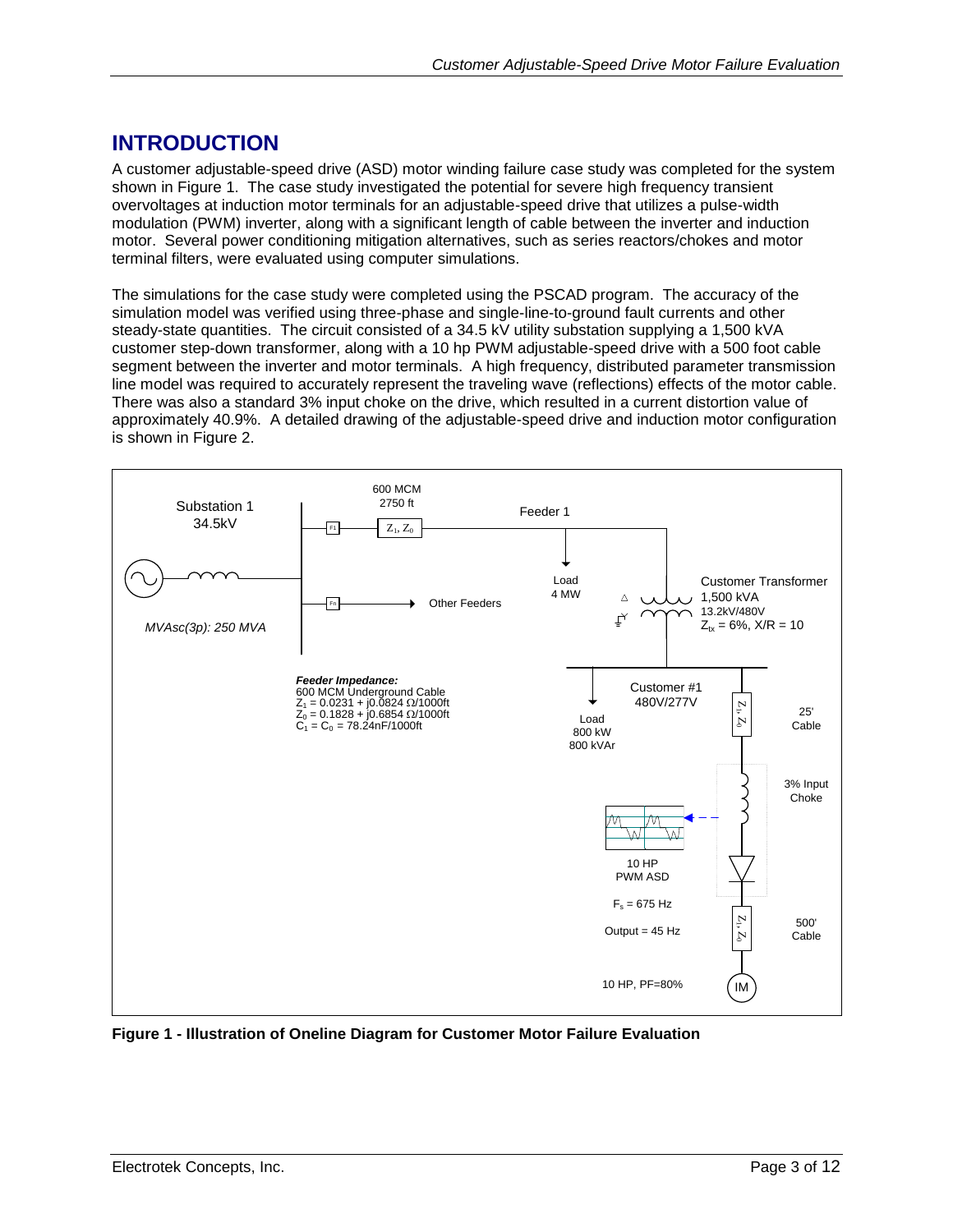## INTRODUCTION

A customer adjustable-speed drive (ASD) motor winding failure case study was completed for the system shown in Figure 1. The case study investigated the potential for severe high frequency transient overvoltages at induction motor terminals for an adjustable-speed drive that utilizes a pulse-width modulation (PWM) inverter, along with a significant length of cable between the inverter and induction motor. Several power conditioning mitigation alternatives, such as series reactors/chokes and motor terminal filters, were evaluated using computer simulations.

The simulations for the case study were completed using the PSCAD program. The accuracy of the simulation model was verified using three-phase and single-line-to-ground fault currents and other steady-state quantities. The circuit consisted of a 34.5 kV utility substation supplying a 1,500 kVA customer step-down transformer, along with a 10 hp PWM adjustable-speed drive with a 500 foot cable segment between the inverter and motor terminals. A high frequency, distributed parameter transmission line model was required to accurately represent the traveling wave (reflections) effects of the motor cable. There was also a standard 3% input choke on the drive, which resulted in a current distortion value of approximately 40.9%. A detailed drawing of the adjustable-speed drive and induction motor configuration is shown in Figure 2.

Substation 1
34.5kV

*MVAsc(3p): 250 MVA*

600 MCM
2750 ft

F1 — $Z_1, Z_0$ — Feeder 1

Fn — Other Feeders

Load
4 MW

Customer Transformer
1,500 kVA
13.2kV/480V
$Z_{tx}$ = 6%, X/R = 10

***Feeder Impedance:***
600 MCM Underground Cable
$Z_1 = 0.0231 + j0.0824\ \Omega/1000\text{ft}$
$Z_0 = 0.1828 + j0.6854\ \Omega/1000\text{ft}$
$C_1 = C_0 = 78.24\text{nF}/1000\text{ft}$

Load
800 kW
800 kVAr

Customer #1
480V/277V

$Z_1, Z_0$ — 25' Cable

3% Input Choke

10 HP
PWM ASD

$F_s$ = 675 Hz

Output = 45 Hz

$Z_1, Z_0$ — 500' Cable

10 HP, PF=80%

IM

**Figure 1 - Illustration of Oneline Diagram for Customer Motor Failure Evaluation**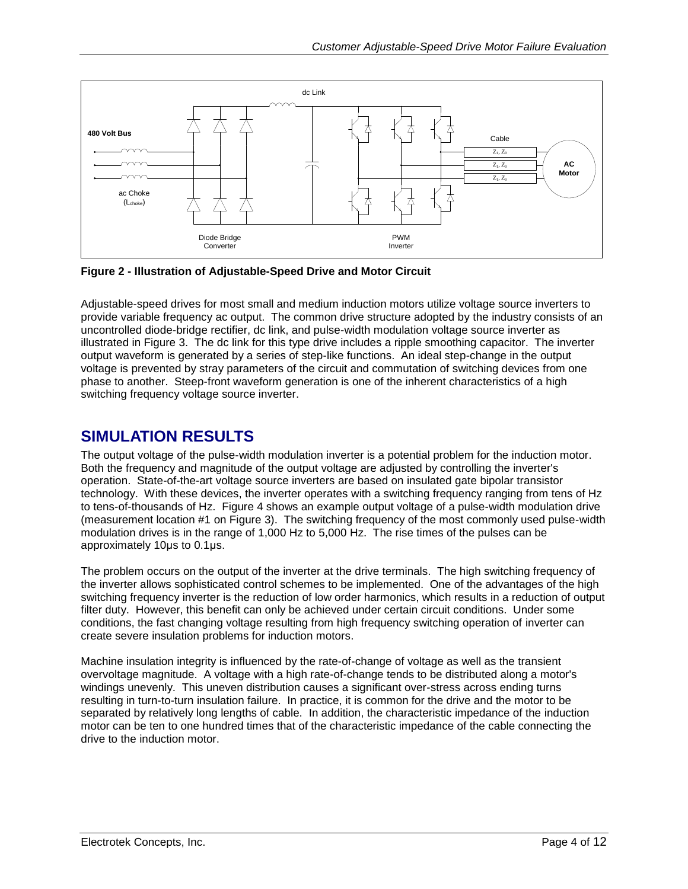**Figure 2 - Illustration of Adjustable-Speed Drive and Motor Circuit**

Adjustable-speed drives for most small and medium induction motors utilize voltage source inverters to provide variable frequency ac output. The common drive structure adopted by the industry consists of an uncontrolled diode-bridge rectifier, dc link, and pulse-width modulation voltage source inverter as illustrated in Figure 3. The dc link for this type drive includes a ripple smoothing capacitor. The inverter output waveform is generated by a series of step-like functions. An ideal step-change in the output voltage is prevented by stray parameters of the circuit and commutation of switching devices from one phase to another. Steep-front waveform generation is one of the inherent characteristics of a high switching frequency voltage source inverter.

## SIMULATION RESULTS

The output voltage of the pulse-width modulation inverter is a potential problem for the induction motor. Both the frequency and magnitude of the output voltage are adjusted by controlling the inverter's operation. State-of-the-art voltage source inverters are based on insulated gate bipolar transistor technology. With these devices, the inverter operates with a switching frequency ranging from tens of Hz to tens-of-thousands of Hz. Figure 4 shows an example output voltage of a pulse-width modulation drive (measurement location #1 on Figure 3). The switching frequency of the most commonly used pulse-width modulation drives is in the range of 1,000 Hz to 5,000 Hz. The rise times of the pulses can be approximately 10μs to 0.1μs.

The problem occurs on the output of the inverter at the drive terminals. The high switching frequency of the inverter allows sophisticated control schemes to be implemented. One of the advantages of the high switching frequency inverter is the reduction of low order harmonics, which results in a reduction of output filter duty. However, this benefit can only be achieved under certain circuit conditions. Under some conditions, the fast changing voltage resulting from high frequency switching operation of inverter can create severe insulation problems for induction motors.

Machine insulation integrity is influenced by the rate-of-change of voltage as well as the transient overvoltage magnitude. A voltage with a high rate-of-change tends to be distributed along a motor's windings unevenly. This uneven distribution causes a significant over-stress across ending turns resulting in turn-to-turn insulation failure. In practice, it is common for the drive and the motor to be separated by relatively long lengths of cable. In addition, the characteristic impedance of the induction motor can be ten to one hundred times that of the characteristic impedance of the cable connecting the drive to the induction motor.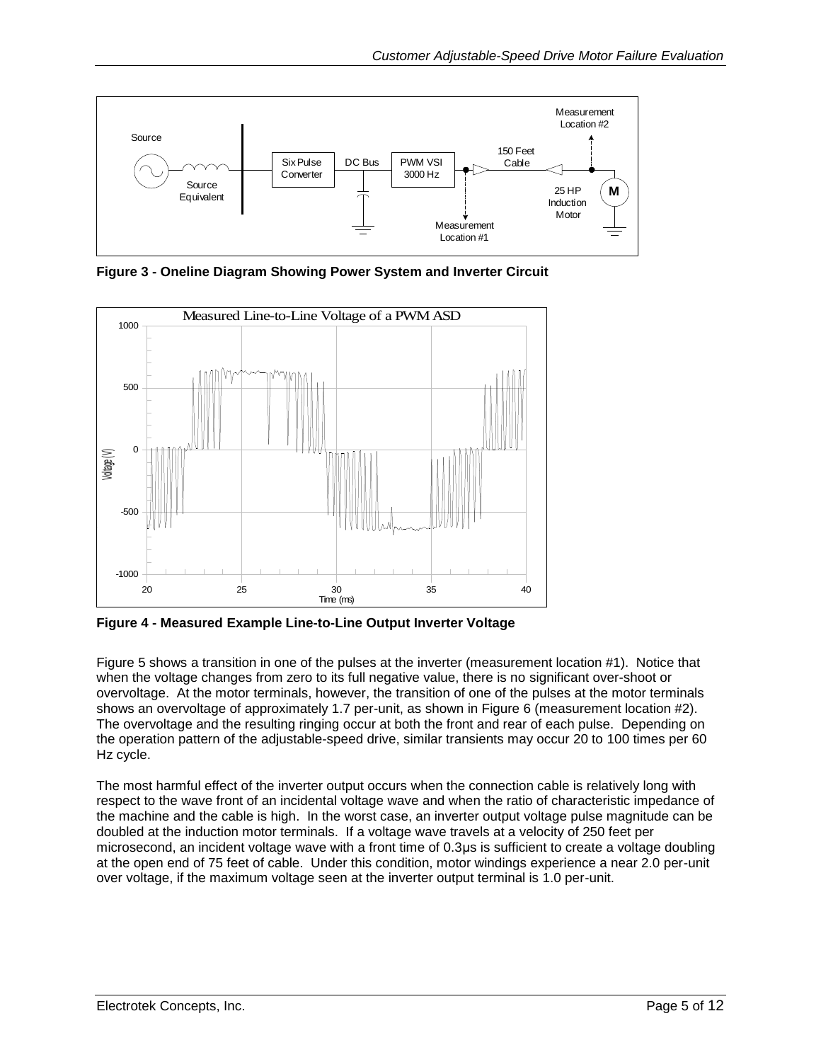**Figure 3 - Oneline Diagram Showing Power System and Inverter Circuit**

**Figure 4 - Measured Example Line-to-Line Output Inverter Voltage**

Figure 5 shows a transition in one of the pulses at the inverter (measurement location #1). Notice that when the voltage changes from zero to its full negative value, there is no significant over-shoot or overvoltage. At the motor terminals, however, the transition of one of the pulses at the motor terminals shows an overvoltage of approximately 1.7 per-unit, as shown in Figure 6 (measurement location #2). The overvoltage and the resulting ringing occur at both the front and rear of each pulse. Depending on the operation pattern of the adjustable-speed drive, similar transients may occur 20 to 100 times per 60 Hz cycle.

The most harmful effect of the inverter output occurs when the connection cable is relatively long with respect to the wave front of an incidental voltage wave and when the ratio of characteristic impedance of the machine and the cable is high. In the worst case, an inverter output voltage pulse magnitude can be doubled at the induction motor terminals. If a voltage wave travels at a velocity of 250 feet per microsecond, an incident voltage wave with a front time of 0.3μs is sufficient to create a voltage doubling at the open end of 75 feet of cable. Under this condition, motor windings experience a near 2.0 per-unit over voltage, if the maximum voltage seen at the inverter output terminal is 1.0 per-unit.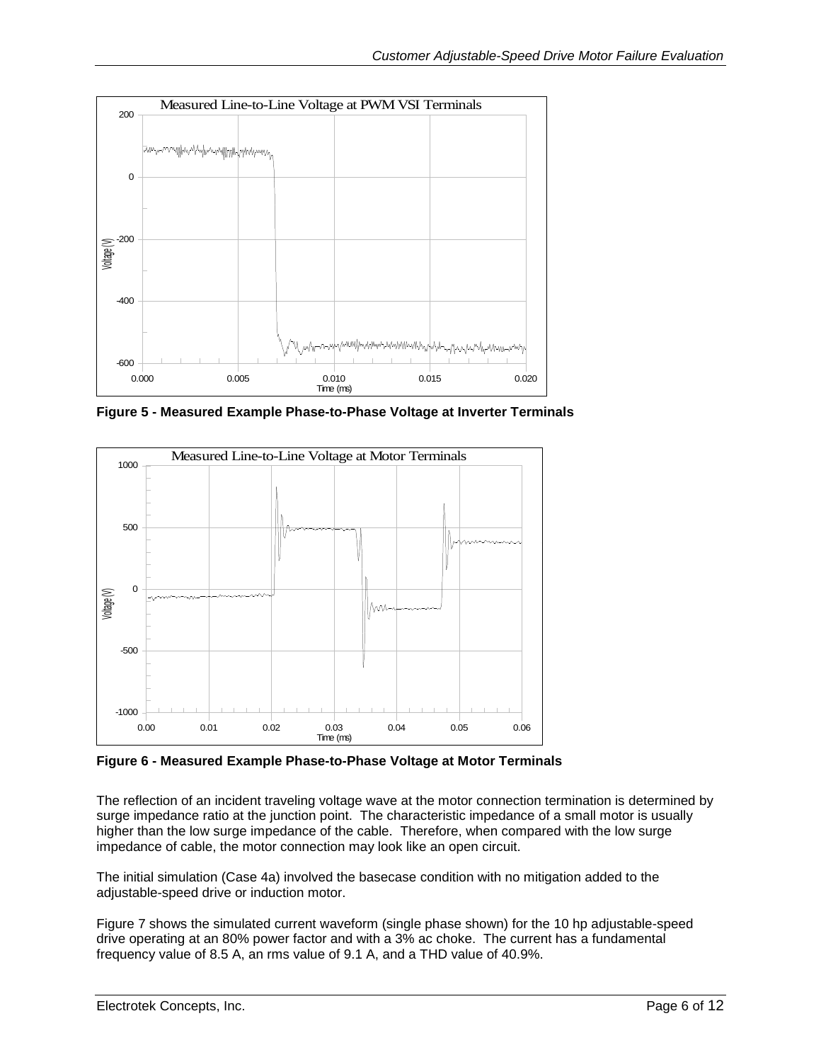**Figure 5 - Measured Example Phase-to-Phase Voltage at Inverter Terminals**

**Figure 6 - Measured Example Phase-to-Phase Voltage at Motor Terminals**

The reflection of an incident traveling voltage wave at the motor connection termination is determined by surge impedance ratio at the junction point. The characteristic impedance of a small motor is usually higher than the low surge impedance of the cable. Therefore, when compared with the low surge impedance of cable, the motor connection may look like an open circuit.

The initial simulation (Case 4a) involved the basecase condition with no mitigation added to the adjustable-speed drive or induction motor.

Figure 7 shows the simulated current waveform (single phase shown) for the 10 hp adjustable-speed drive operating at an 80% power factor and with a 3% ac choke. The current has a fundamental frequency value of 8.5 A, an rms value of 9.1 A, and a THD value of 40.9%.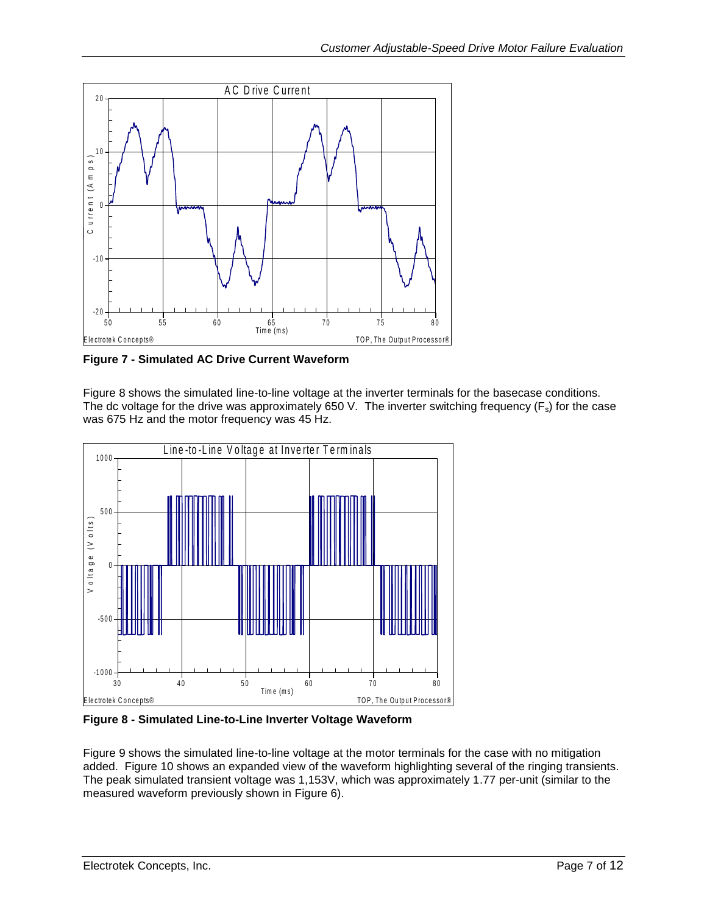**Figure 7 - Simulated AC Drive Current Waveform**

Figure 8 shows the simulated line-to-line voltage at the inverter terminals for the basecase conditions. The dc voltage for the drive was approximately 650 V. The inverter switching frequency ($F_s$) for the case was 675 Hz and the motor frequency was 45 Hz.

**Figure 8 - Simulated Line-to-Line Inverter Voltage Waveform**

Figure 9 shows the simulated line-to-line voltage at the motor terminals for the case with no mitigation added. Figure 10 shows an expanded view of the waveform highlighting several of the ringing transients. The peak simulated transient voltage was 1,153V, which was approximately 1.77 per-unit (similar to the measured waveform previously shown in Figure 6).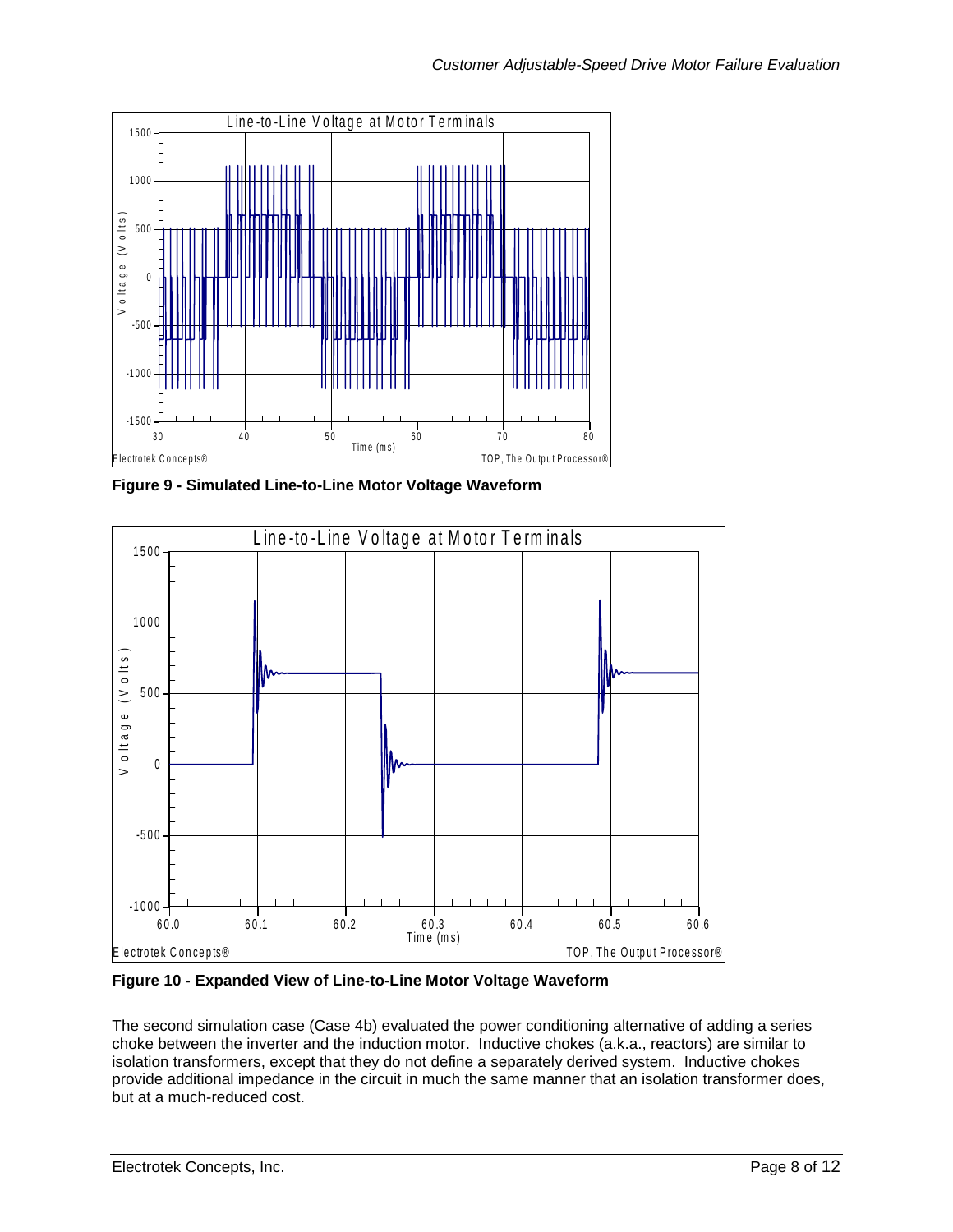**Figure 9 - Simulated Line-to-Line Motor Voltage Waveform**

**Figure 10 - Expanded View of Line-to-Line Motor Voltage Waveform**

The second simulation case (Case 4b) evaluated the power conditioning alternative of adding a series choke between the inverter and the induction motor. Inductive chokes (a.k.a., reactors) are similar to isolation transformers, except that they do not define a separately derived system. Inductive chokes provide additional impedance in the circuit in much the same manner that an isolation transformer does, but at a much-reduced cost.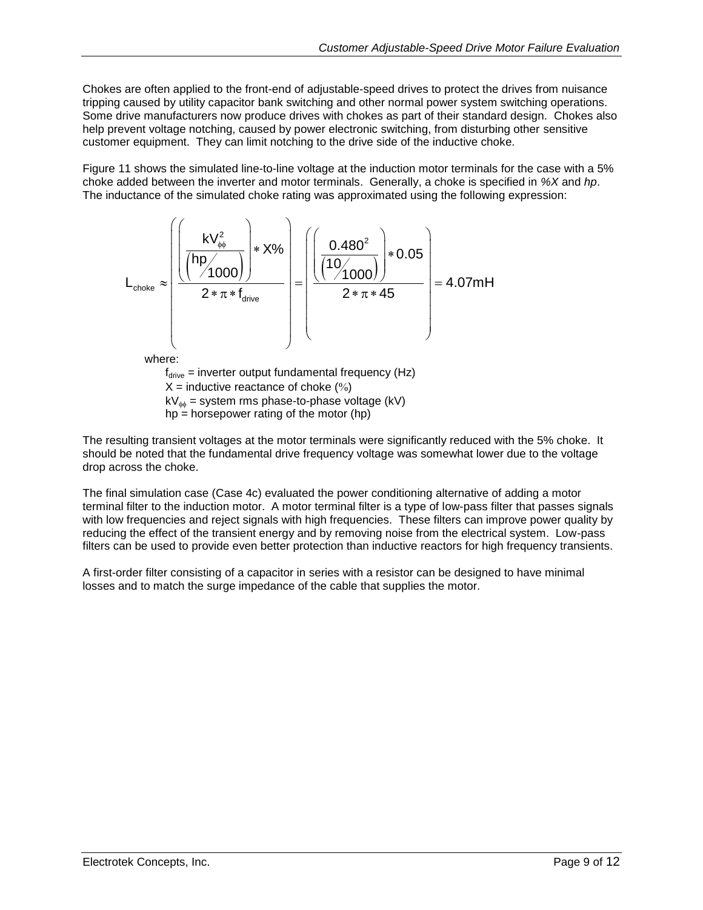Chokes are often applied to the front-end of adjustable-speed drives to protect the drives from nuisance tripping caused by utility capacitor bank switching and other normal power system switching operations. Some drive manufacturers now produce drives with chokes as part of their standard design. Chokes also help prevent voltage notching, caused by power electronic switching, from disturbing other sensitive customer equipment. They can limit notching to the drive side of the inductive choke.

Figure 11 shows the simulated line-to-line voltage at the induction motor terminals for the case with a 5% choke added between the inverter and motor terminals. Generally, a choke is specified in *%X* and *hp*. The inductance of the simulated choke rating was approximated using the following expression:

$$L_{choke} \approx \left( \frac{\left( \frac{kV_{\phi\phi}^2}{\left( \frac{hp}{1000} \right)} \right) * X\%}{2 * \pi * f_{drive}} \right) = \left( \frac{\left( \frac{0.480^2}{\left( \frac{10}{1000} \right)} \right) * 0.05}{2 * \pi * 45} \right) = 4.07\text{mH}$$

where:

$f_{drive}$ = inverter output fundamental frequency (Hz)
$X$ = inductive reactance of choke (%)
$kV_{\phi\phi}$ = system rms phase-to-phase voltage (kV)
hp = horsepower rating of the motor (hp)

The resulting transient voltages at the motor terminals were significantly reduced with the 5% choke. It should be noted that the fundamental drive frequency voltage was somewhat lower due to the voltage drop across the choke.

The final simulation case (Case 4c) evaluated the power conditioning alternative of adding a motor terminal filter to the induction motor. A motor terminal filter is a type of low-pass filter that passes signals with low frequencies and reject signals with high frequencies. These filters can improve power quality by reducing the effect of the transient energy and by removing noise from the electrical system. Low-pass filters can be used to provide even better protection than inductive reactors for high frequency transients.

A first-order filter consisting of a capacitor in series with a resistor can be designed to have minimal losses and to match the surge impedance of the cable that supplies the motor.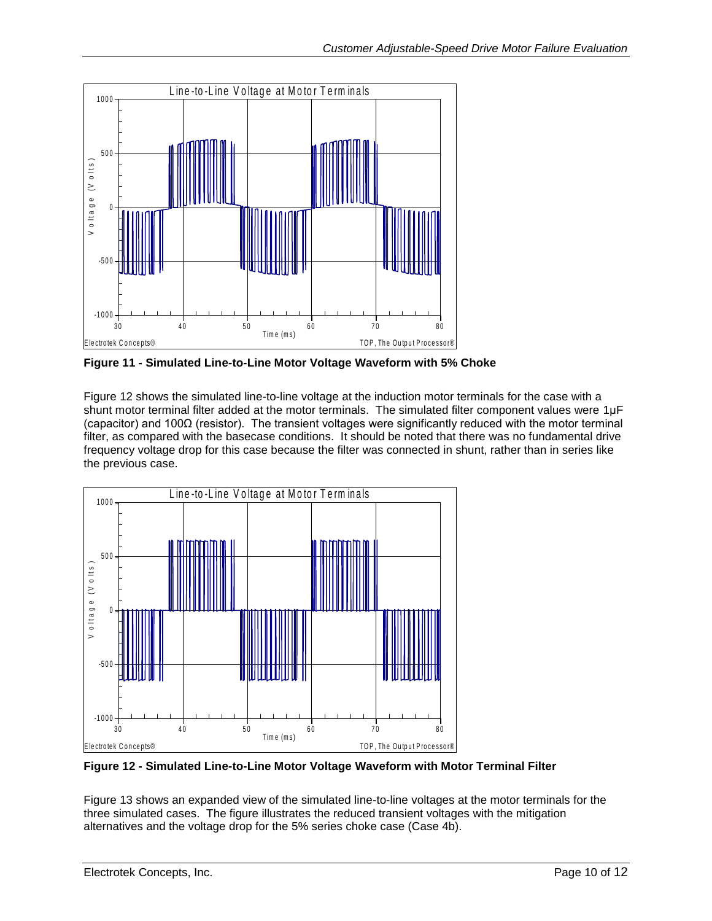**Figure 11 - Simulated Line-to-Line Motor Voltage Waveform with 5% Choke**

Figure 12 shows the simulated line-to-line voltage at the induction motor terminals for the case with a shunt motor terminal filter added at the motor terminals. The simulated filter component values were 1µF (capacitor) and 100Ω (resistor). The transient voltages were significantly reduced with the motor terminal filter, as compared with the basecase conditions. It should be noted that there was no fundamental drive frequency voltage drop for this case because the filter was connected in shunt, rather than in series like the previous case.

**Figure 12 - Simulated Line-to-Line Motor Voltage Waveform with Motor Terminal Filter**

Figure 13 shows an expanded view of the simulated line-to-line voltages at the motor terminals for the three simulated cases. The figure illustrates the reduced transient voltages with the mitigation alternatives and the voltage drop for the 5% series choke case (Case 4b).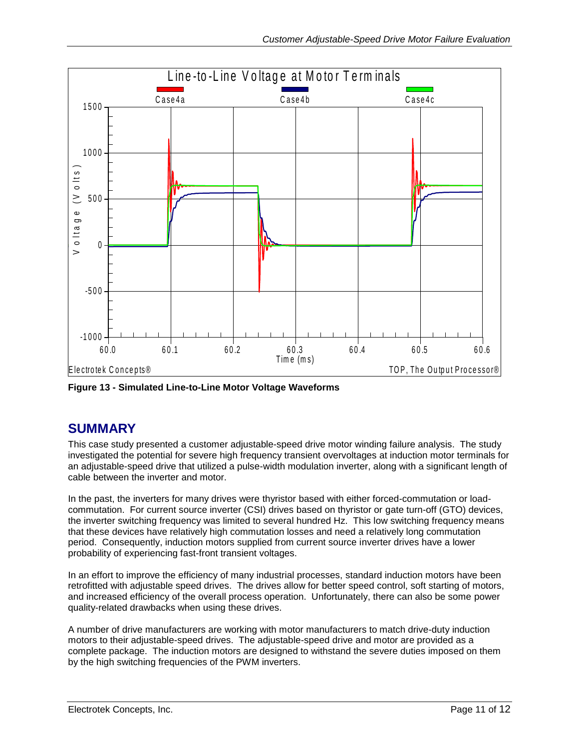Figure 13 - Simulated Line-to-Line Motor Voltage Waveforms

## SUMMARY

This case study presented a customer adjustable-speed drive motor winding failure analysis. The study investigated the potential for severe high frequency transient overvoltages at induction motor terminals for an adjustable-speed drive that utilized a pulse-width modulation inverter, along with a significant length of cable between the inverter and motor.

In the past, the inverters for many drives were thyristor based with either forced-commutation or load-commutation. For current source inverter (CSI) drives based on thyristor or gate turn-off (GTO) devices, the inverter switching frequency was limited to several hundred Hz. This low switching frequency means that these devices have relatively high commutation losses and need a relatively long commutation period. Consequently, induction motors supplied from current source inverter drives have a lower probability of experiencing fast-front transient voltages.

In an effort to improve the efficiency of many industrial processes, standard induction motors have been retrofitted with adjustable speed drives. The drives allow for better speed control, soft starting of motors, and increased efficiency of the overall process operation. Unfortunately, there can also be some power quality-related drawbacks when using these drives.

A number of drive manufacturers are working with motor manufacturers to match drive-duty induction motors to their adjustable-speed drives. The adjustable-speed drive and motor are provided as a complete package. The induction motors are designed to withstand the severe duties imposed on them by the high switching frequencies of the PWM inverters.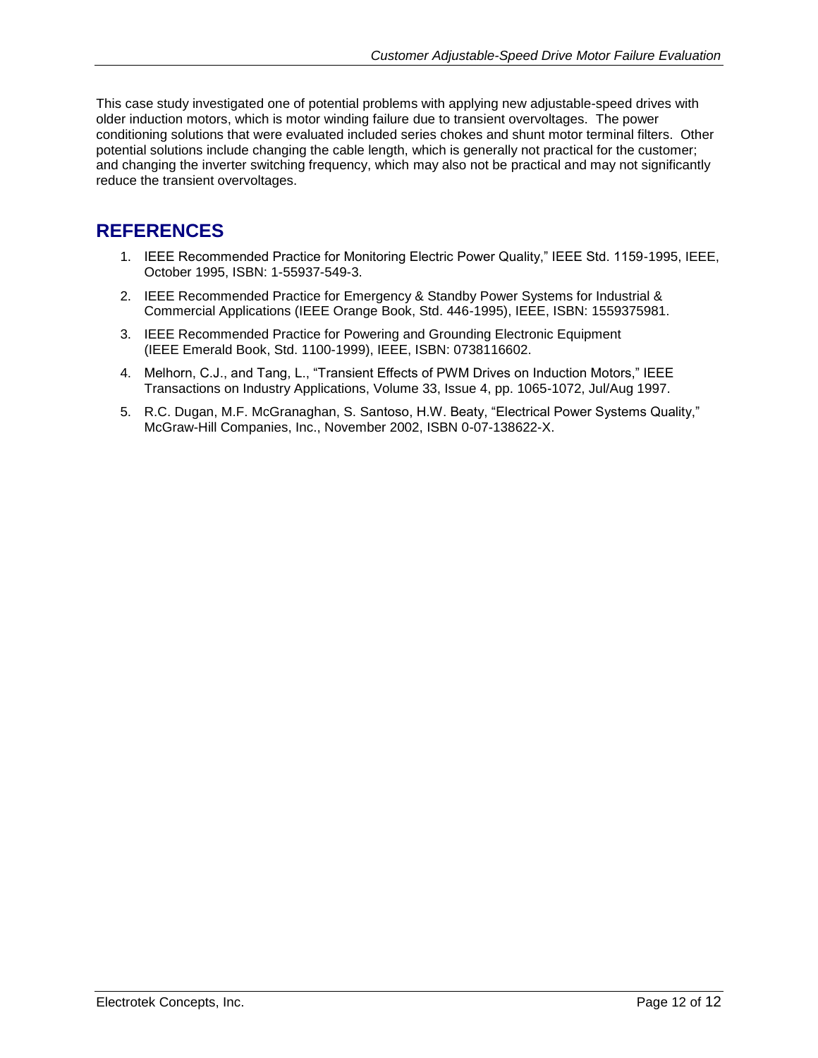This case study investigated one of potential problems with applying new adjustable-speed drives with older induction motors, which is motor winding failure due to transient overvoltages. The power conditioning solutions that were evaluated included series chokes and shunt motor terminal filters. Other potential solutions include changing the cable length, which is generally not practical for the customer; and changing the inverter switching frequency, which may also not be practical and may not significantly reduce the transient overvoltages.

## REFERENCES

1. IEEE Recommended Practice for Monitoring Electric Power Quality," IEEE Std. 1159-1995, IEEE, October 1995, ISBN: 1-55937-549-3.
2. IEEE Recommended Practice for Emergency & Standby Power Systems for Industrial & Commercial Applications (IEEE Orange Book, Std. 446-1995), IEEE, ISBN: 1559375981.
3. IEEE Recommended Practice for Powering and Grounding Electronic Equipment (IEEE Emerald Book, Std. 1100-1999), IEEE, ISBN: 0738116602.
4. Melhorn, C.J., and Tang, L., "Transient Effects of PWM Drives on Induction Motors," IEEE Transactions on Industry Applications, Volume 33, Issue 4, pp. 1065-1072, Jul/Aug 1997.
5. R.C. Dugan, M.F. McGranaghan, S. Santoso, H.W. Beaty, "Electrical Power Systems Quality," McGraw-Hill Companies, Inc., November 2002, ISBN 0-07-138622-X.